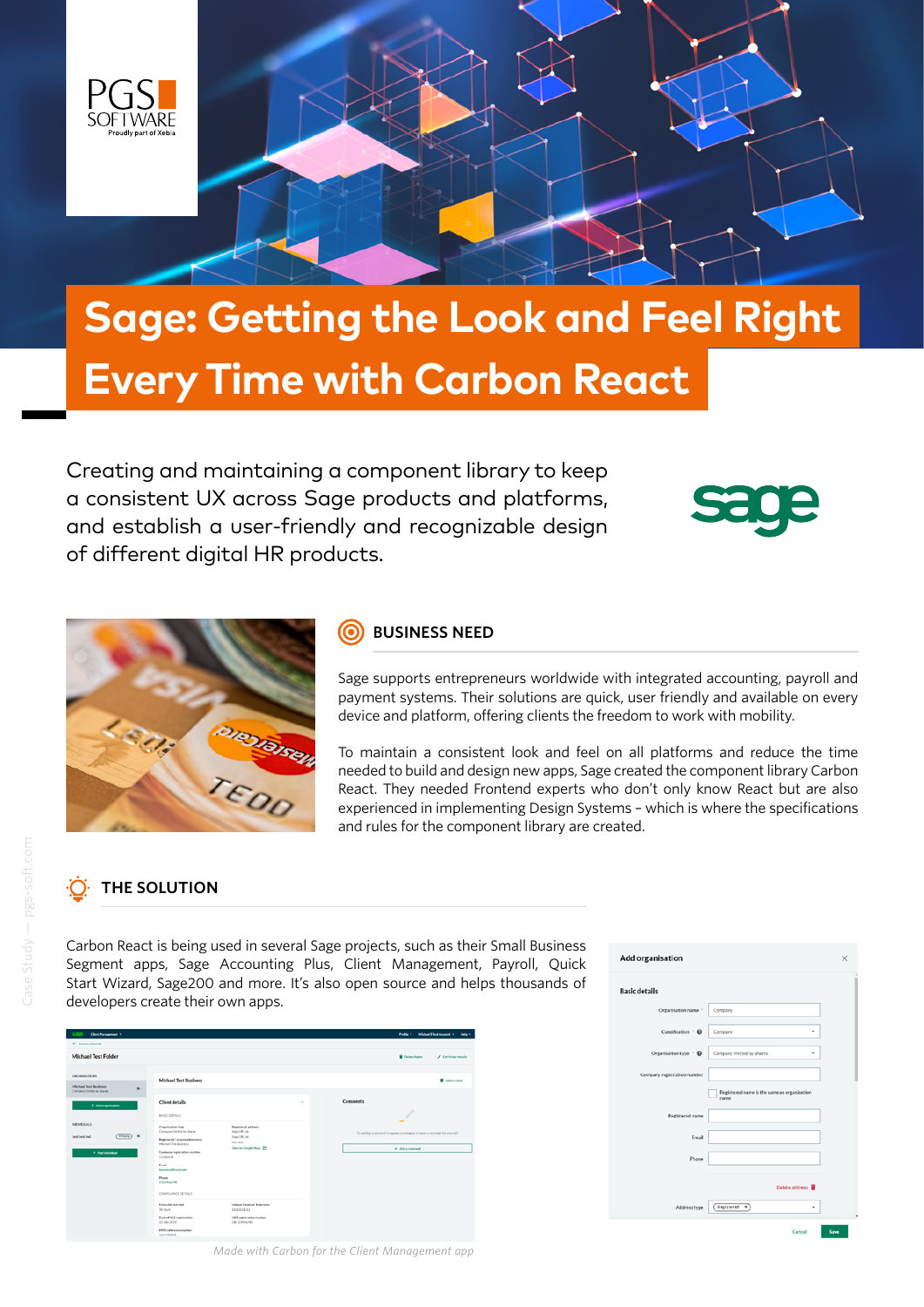# Sage: Getting the Look and Feel Right Every Time with Carbon React

Creating and maintaining a component library to keep a consistent UX across Sage products and platforms, and establish a user-friendly and recognizable design of different digital HR products.

## BUSINESS NEED

Sage supports entrepreneurs worldwide with integrated accounting, payroll and payment systems. Their solutions are quick, user friendly and available on every device and platform, offering clients the freedom to work with mobility.

To maintain a consistent look and feel on all platforms and reduce the time needed to build and design new apps, Sage created the component library Carbon React. They needed Frontend experts who don't only know React but are also experienced in implementing Design Systems – which is where the specifications and rules for the component library are created.

## THE SOLUTION

Carbon React is being used in several Sage projects, such as their Small Business Segment apps, Sage Accounting Plus, Client Management, Payroll, Quick Start Wizard, Sage200 and more. It's also open source and helps thousands of developers create their own apps.

*Made with Carbon for the Client Management app*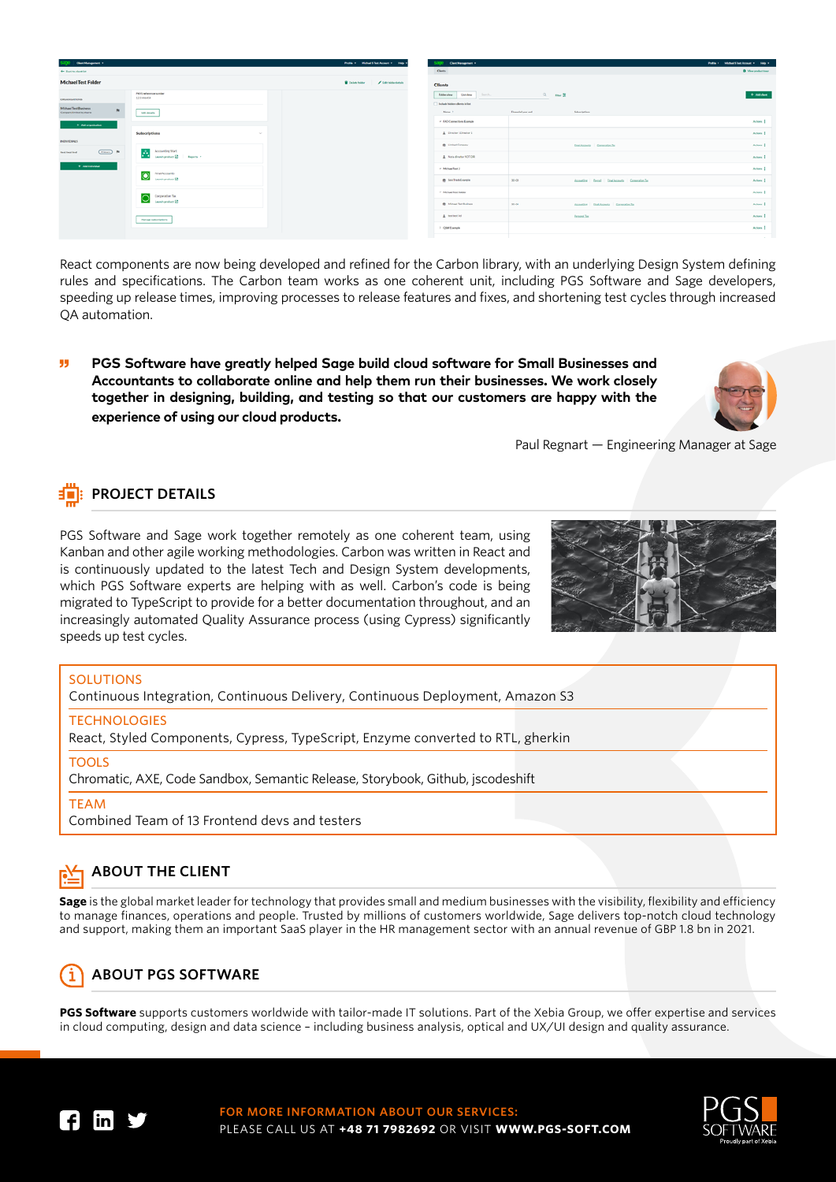React components are now being developed and refined for the Carbon library, with an underlying Design System defining rules and specifications. The Carbon team works as one coherent unit, including PGS Software and Sage developers, speeding up release times, improving processes to release features and fixes, and shortening test cycles through increased QA automation.

> **PGS Software have greatly helped Sage build cloud software for Small Businesses and Accountants to collaborate online and help them run their businesses. We work closely together in designing, building, and testing so that our customers are happy with the experience of using our cloud products.**
>
> Paul Regnart — Engineering Manager at Sage

## PROJECT DETAILS

PGS Software and Sage work together remotely as one coherent team, using Kanban and other agile working methodologies. Carbon was written in React and is continuously updated to the latest Tech and Design System developments, which PGS Software experts are helping with as well. Carbon's code is being migrated to TypeScript to provide for a better documentation throughout, and an increasingly automated Quality Assurance process (using Cypress) significantly speeds up test cycles.

**SOLUTIONS**
Continuous Integration, Continuous Delivery, Continuous Deployment, Amazon S3

**TECHNOLOGIES**
React, Styled Components, Cypress, TypeScript, Enzyme converted to RTL, gherkin

**TOOLS**
Chromatic, AXE, Code Sandbox, Semantic Release, Storybook, Github, jscodeshift

**TEAM**
Combined Team of 13 Frontend devs and testers

## ABOUT THE CLIENT

**Sage** is the global market leader for technology that provides small and medium businesses with the visibility, flexibility and efficiency to manage finances, operations and people. Trusted by millions of customers worldwide, Sage delivers top-notch cloud technology and support, making them an important SaaS player in the HR management sector with an annual revenue of GBP 1.8 bn in 2021.

## ABOUT PGS SOFTWARE

**PGS Software** supports customers worldwide with tailor-made IT solutions. Part of the Xebia Group, we offer expertise and services in cloud computing, design and data science – including business analysis, optical and UX/UI design and quality assurance.

**FOR MORE INFORMATION ABOUT OUR SERVICES:**
PLEASE CALL US AT **+48 71 7982692** OR VISIT **WWW.PGS-SOFT.COM**

PGS SOFTWARE
Proudly part of Xebia